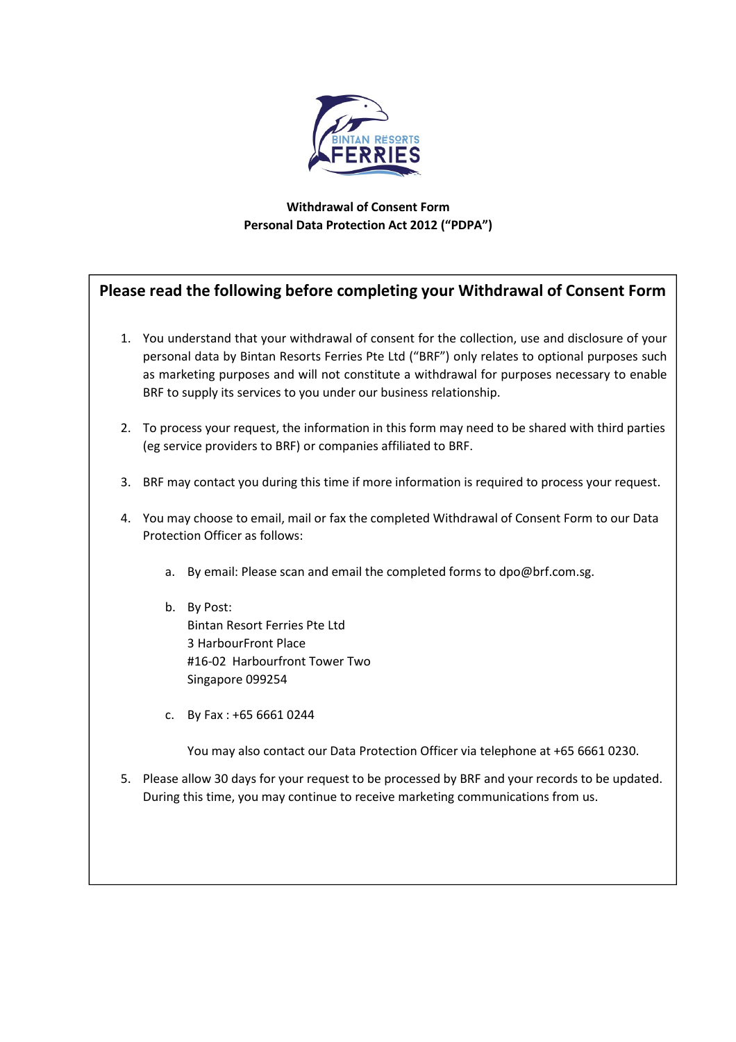**Withdrawal of Consent Form**
**Personal Data Protection Act 2012 ("PDPA")**

## Please read the following before completing your Withdrawal of Consent Form

1. You understand that your withdrawal of consent for the collection, use and disclosure of your personal data by Bintan Resorts Ferries Pte Ltd ("BRF") only relates to optional purposes such as marketing purposes and will not constitute a withdrawal for purposes necessary to enable BRF to supply its services to you under our business relationship.

2. To process your request, the information in this form may need to be shared with third parties (eg service providers to BRF) or companies affiliated to BRF.

3. BRF may contact you during this time if more information is required to process your request.

4. You may choose to email, mail or fax the completed Withdrawal of Consent Form to our Data Protection Officer as follows:

   a. By email: Please scan and email the completed forms to dpo@brf.com.sg.

   b. By Post:
      Bintan Resort Ferries Pte Ltd
      3 HarbourFront Place
      #16-02 Harbourfront Tower Two
      Singapore 099254

   c. By Fax : +65 6661 0244

   You may also contact our Data Protection Officer via telephone at +65 6661 0230.

5. Please allow 30 days for your request to be processed by BRF and your records to be updated. During this time, you may continue to receive marketing communications from us.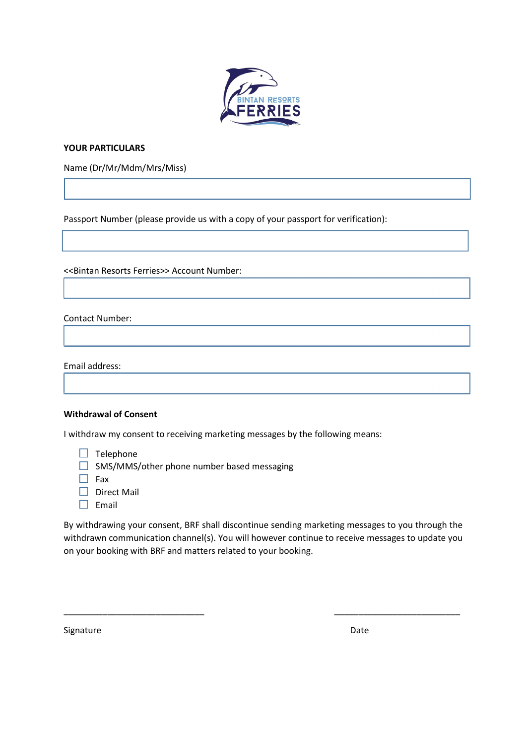BINTAN RESORTS FERRIES

**YOUR PARTICULARS**

Name (Dr/Mr/Mdm/Mrs/Miss)

Passport Number (please provide us with a copy of your passport for verification):

<<Bintan Resorts Ferries>> Account Number:

Contact Number:

Email address:

**Withdrawal of Consent**

I withdraw my consent to receiving marketing messages by the following means:

- ☐ Telephone
- ☐ SMS/MMS/other phone number based messaging
- ☐ Fax
- ☐ Direct Mail
- ☐ Email

By withdrawing your consent, BRF shall discontinue sending marketing messages to you through the withdrawn communication channel(s). You will however continue to receive messages to update you on your booking with BRF and matters related to your booking.

______________________________ ______________________________

Signature Date